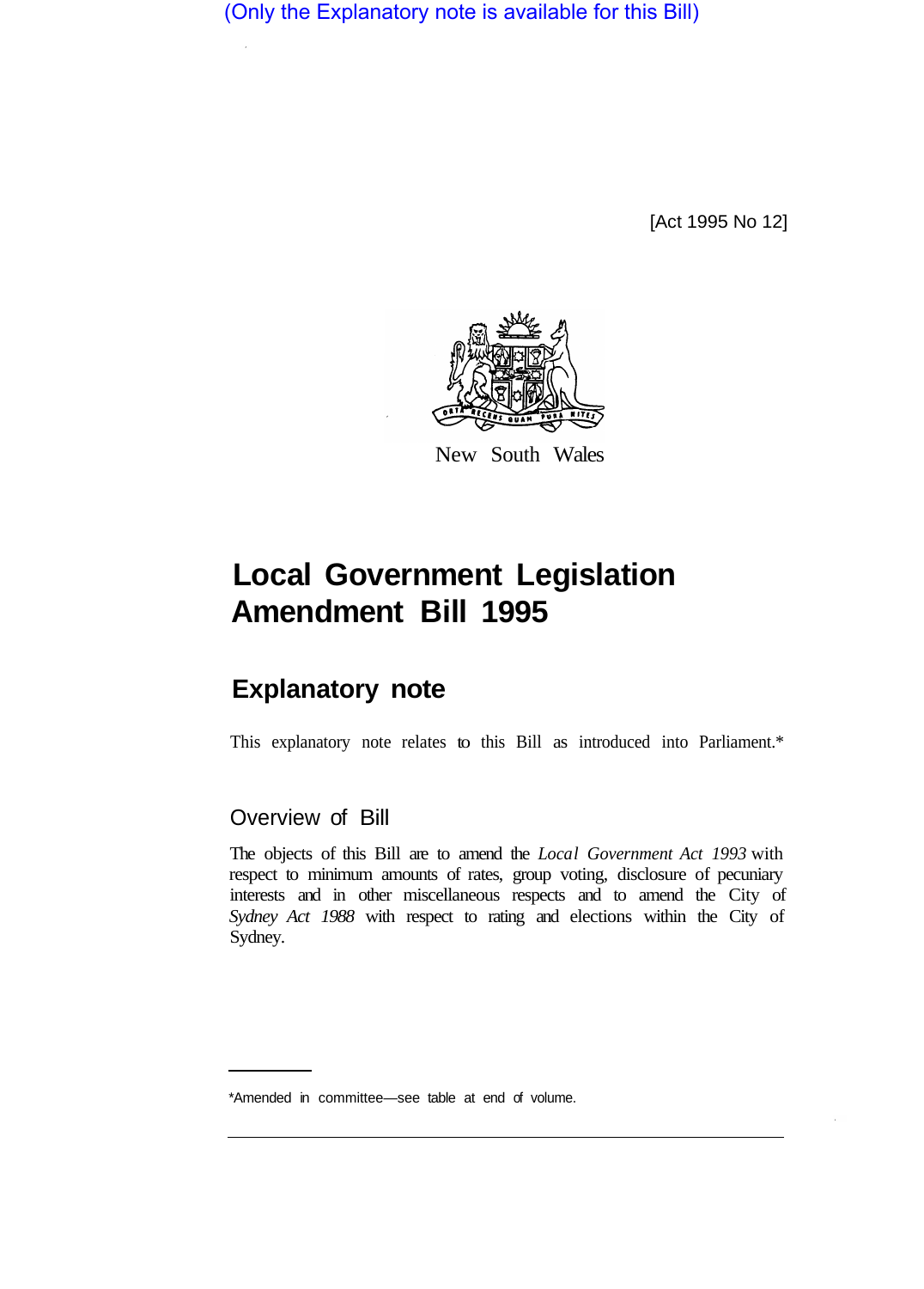(Only the Explanatory note is available for this Bill)

[Act 1995 No 12]

New South Wales

# Local Government Legislation Amendment Bill 1995

## Explanatory note

This explanatory note relates to this Bill as introduced into Parliament.*

### Overview of Bill

The objects of this Bill are to amend the *Local Government Act 1993* with respect to minimum amounts of rates, group voting, disclosure of pecuniary interests and in other miscellaneous respects and to amend the City of *Sydney Act 1988* with respect to rating and elections within the City of Sydney.

*Amended in committee—see table at end of volume.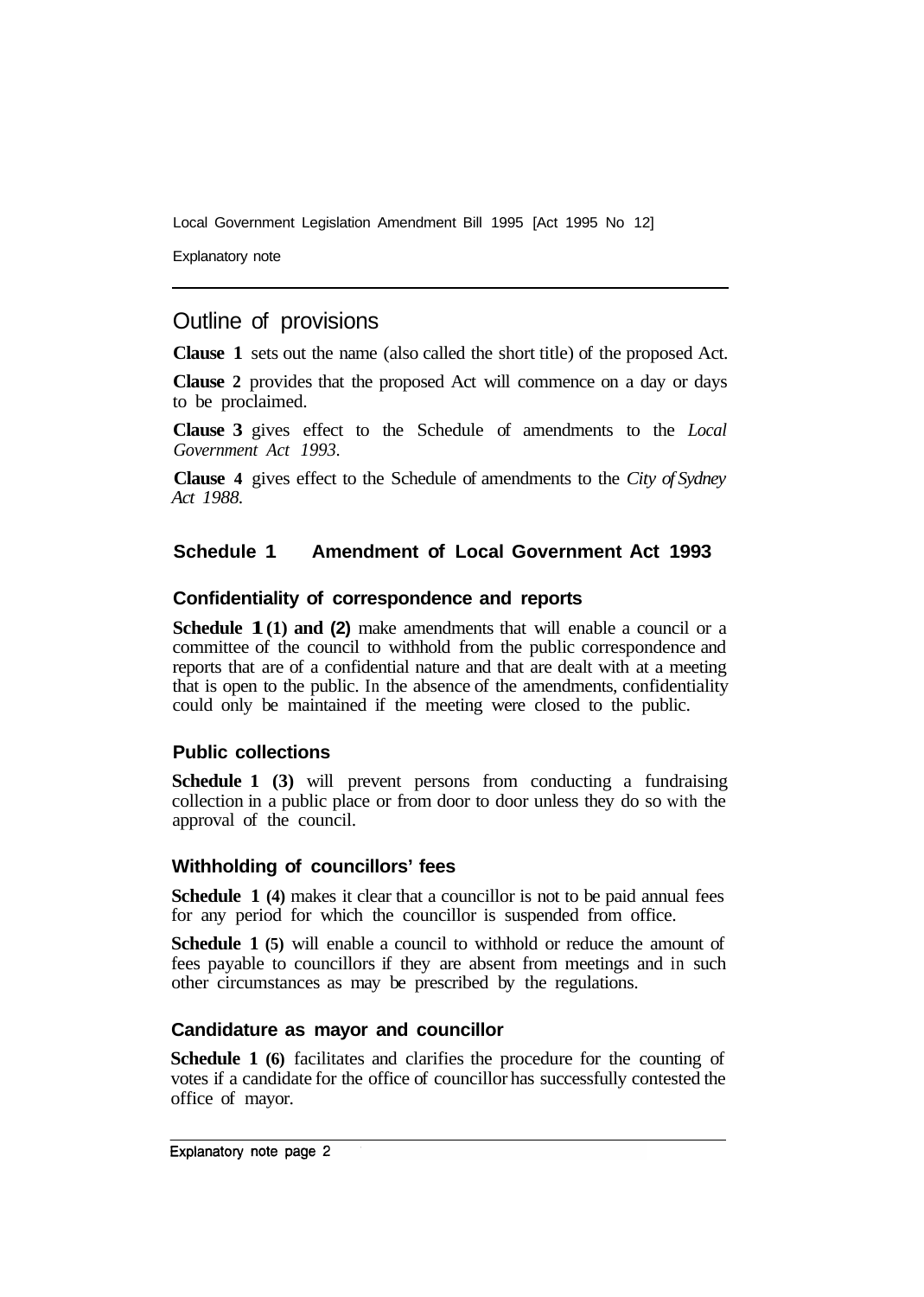## Outline of provisions

**Clause 1** sets out the name (also called the short title) of the proposed Act.

**Clause 2** provides that the proposed Act will commence on a day or days to be proclaimed.

**Clause 3** gives effect to the Schedule of amendments to the *Local Government Act 1993*.

**Clause 4** gives effect to the Schedule of amendments to the *City of Sydney Act 1988*.

### Schedule 1 Amendment of Local Government Act 1993

#### Confidentiality of correspondence and reports

**Schedule 1 (1) and (2)** make amendments that will enable a council or a committee of the council to withhold from the public correspondence and reports that are of a confidential nature and that are dealt with at a meeting that is open to the public. In the absence of the amendments, confidentiality could only be maintained if the meeting were closed to the public.

#### Public collections

**Schedule 1 (3)** will prevent persons from conducting a fundraising collection in a public place or from door to door unless they do so with the approval of the council.

#### Withholding of councillors' fees

**Schedule 1 (4)** makes it clear that a councillor is not to be paid annual fees for any period for which the councillor is suspended from office.

**Schedule 1 (5)** will enable a council to withhold or reduce the amount of fees payable to councillors if they are absent from meetings and in such other circumstances as may be prescribed by the regulations.

#### Candidature as mayor and councillor

**Schedule 1 (6)** facilitates and clarifies the procedure for the counting of votes if a candidate for the office of councillor has successfully contested the office of mayor.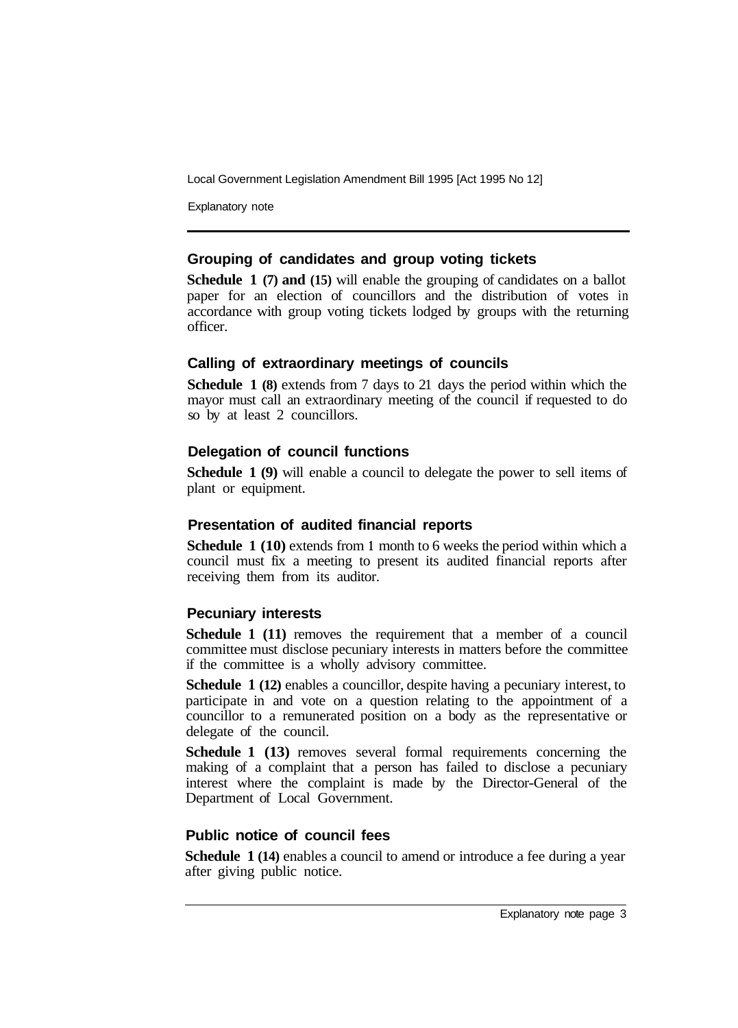### Grouping of candidates and group voting tickets

**Schedule 1 (7) and (15)** will enable the grouping of candidates on a ballot paper for an election of councillors and the distribution of votes in accordance with group voting tickets lodged by groups with the returning officer.

### Calling of extraordinary meetings of councils

**Schedule 1 (8)** extends from 7 days to 21 days the period within which the mayor must call an extraordinary meeting of the council if requested to do so by at least 2 councillors.

### Delegation of council functions

**Schedule 1 (9)** will enable a council to delegate the power to sell items of plant or equipment.

### Presentation of audited financial reports

**Schedule 1 (10)** extends from 1 month to 6 weeks the period within which a council must fix a meeting to present its audited financial reports after receiving them from its auditor.

### Pecuniary interests

**Schedule 1 (11)** removes the requirement that a member of a council committee must disclose pecuniary interests in matters before the committee if the committee is a wholly advisory committee.

**Schedule 1 (12)** enables a councillor, despite having a pecuniary interest, to participate in and vote on a question relating to the appointment of a councillor to a remunerated position on a body as the representative or delegate of the council.

**Schedule 1 (13)** removes several formal requirements concerning the making of a complaint that a person has failed to disclose a pecuniary interest where the complaint is made by the Director-General of the Department of Local Government.

### Public notice of council fees

**Schedule 1 (14)** enables a council to amend or introduce a fee during a year after giving public notice.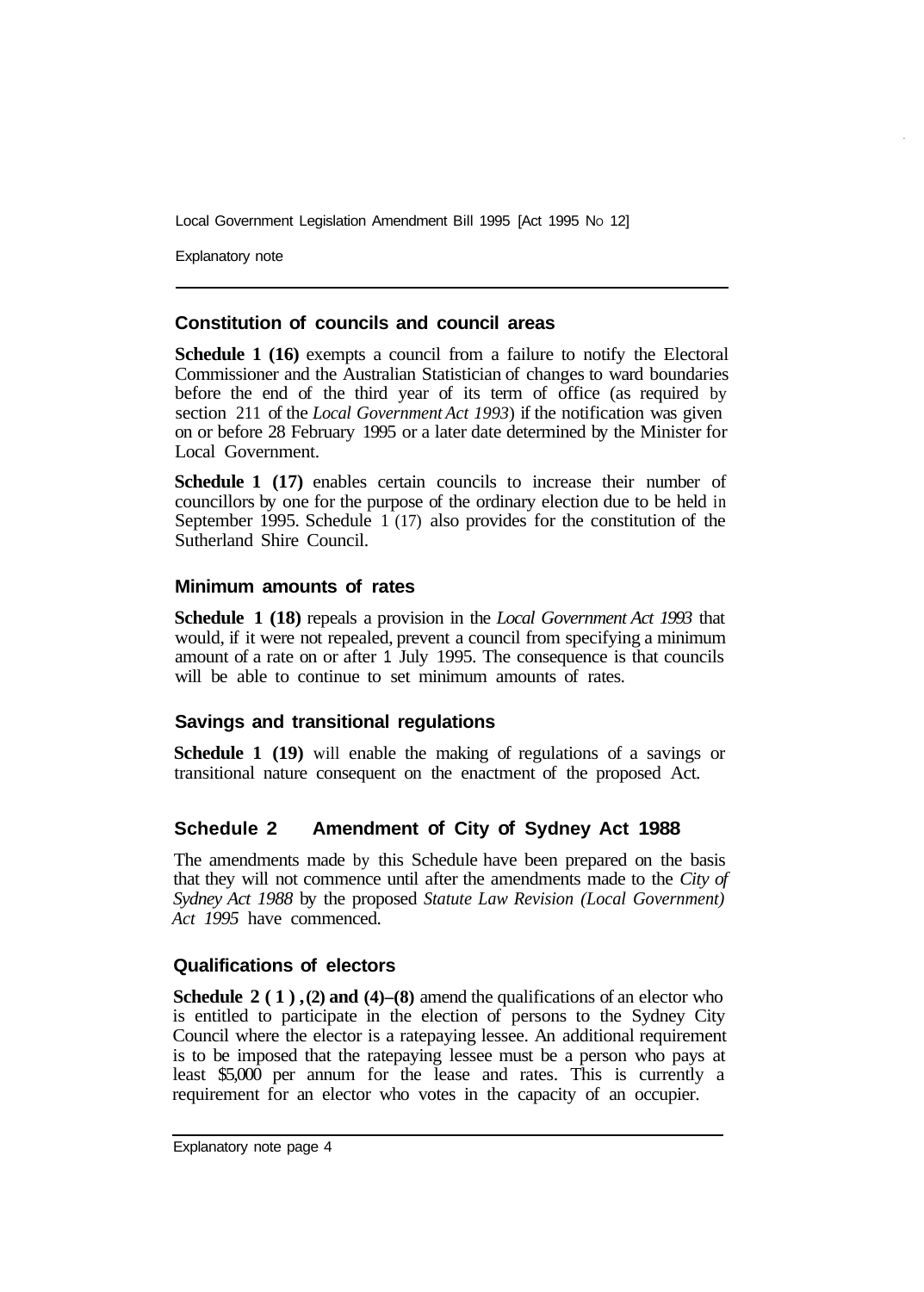## Constitution of councils and council areas

**Schedule 1 (16)** exempts a council from a failure to notify the Electoral Commissioner and the Australian Statistician of changes to ward boundaries before the end of the third year of its term of office (as required by section 211 of the *Local Government Act 1993*) if the notification was given on or before 28 February 1995 or a later date determined by the Minister for Local Government.

**Schedule 1 (17)** enables certain councils to increase their number of councillors by one for the purpose of the ordinary election due to be held in September 1995. Schedule 1 (17) also provides for the constitution of the Sutherland Shire Council.

## Minimum amounts of rates

**Schedule 1 (18)** repeals a provision in the *Local Government Act 1993* that would, if it were not repealed, prevent a council from specifying a minimum amount of a rate on or after 1 July 1995. The consequence is that councils will be able to continue to set minimum amounts of rates.

## Savings and transitional regulations

**Schedule 1 (19)** will enable the making of regulations of a savings or transitional nature consequent on the enactment of the proposed Act.

# Schedule 2 Amendment of City of Sydney Act 1988

The amendments made by this Schedule have been prepared on the basis that they will not commence until after the amendments made to the *City of Sydney Act 1988* by the proposed *Statute Law Revision (Local Government) Act 1995* have commenced.

## Qualifications of electors

**Schedule 2 (1), (2) and (4)–(8)** amend the qualifications of an elector who is entitled to participate in the election of persons to the Sydney City Council where the elector is a ratepaying lessee. An additional requirement is to be imposed that the ratepaying lessee must be a person who pays at least $5,000 per annum for the lease and rates. This is currently a requirement for an elector who votes in the capacity of an occupier.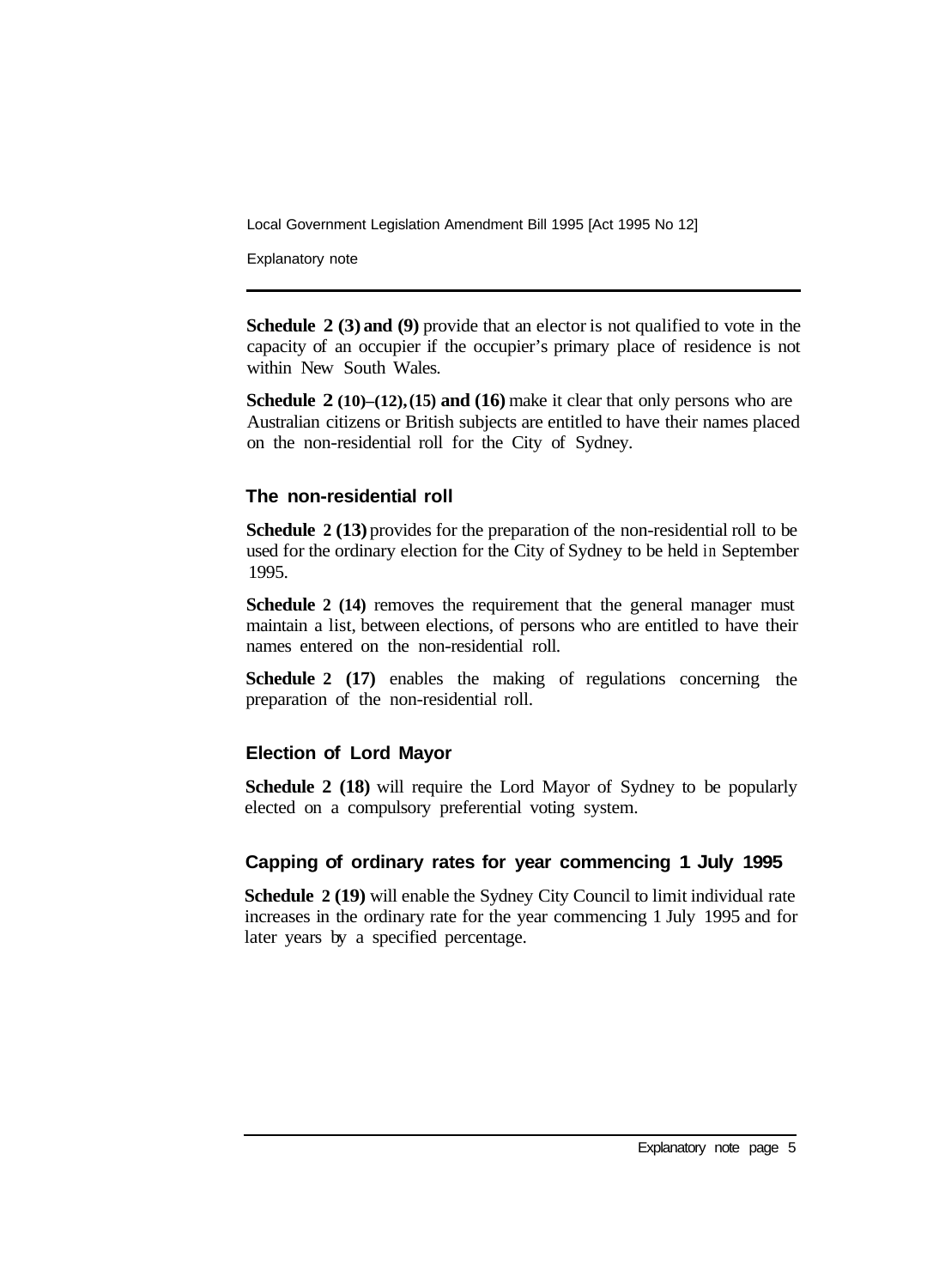**Schedule 2 (3) and (9)** provide that an elector is not qualified to vote in the capacity of an occupier if the occupier's primary place of residence is not within New South Wales.

**Schedule 2 (10)–(12), (15) and (16)** make it clear that only persons who are Australian citizens or British subjects are entitled to have their names placed on the non-residential roll for the City of Sydney.

### The non-residential roll

**Schedule 2 (13)** provides for the preparation of the non-residential roll to be used for the ordinary election for the City of Sydney to be held in September 1995.

**Schedule 2 (14)** removes the requirement that the general manager must maintain a list, between elections, of persons who are entitled to have their names entered on the non-residential roll.

**Schedule 2 (17)** enables the making of regulations concerning the preparation of the non-residential roll.

### Election of Lord Mayor

**Schedule 2 (18)** will require the Lord Mayor of Sydney to be popularly elected on a compulsory preferential voting system.

### Capping of ordinary rates for year commencing 1 July 1995

**Schedule 2 (19)** will enable the Sydney City Council to limit individual rate increases in the ordinary rate for the year commencing 1 July 1995 and for later years by a specified percentage.